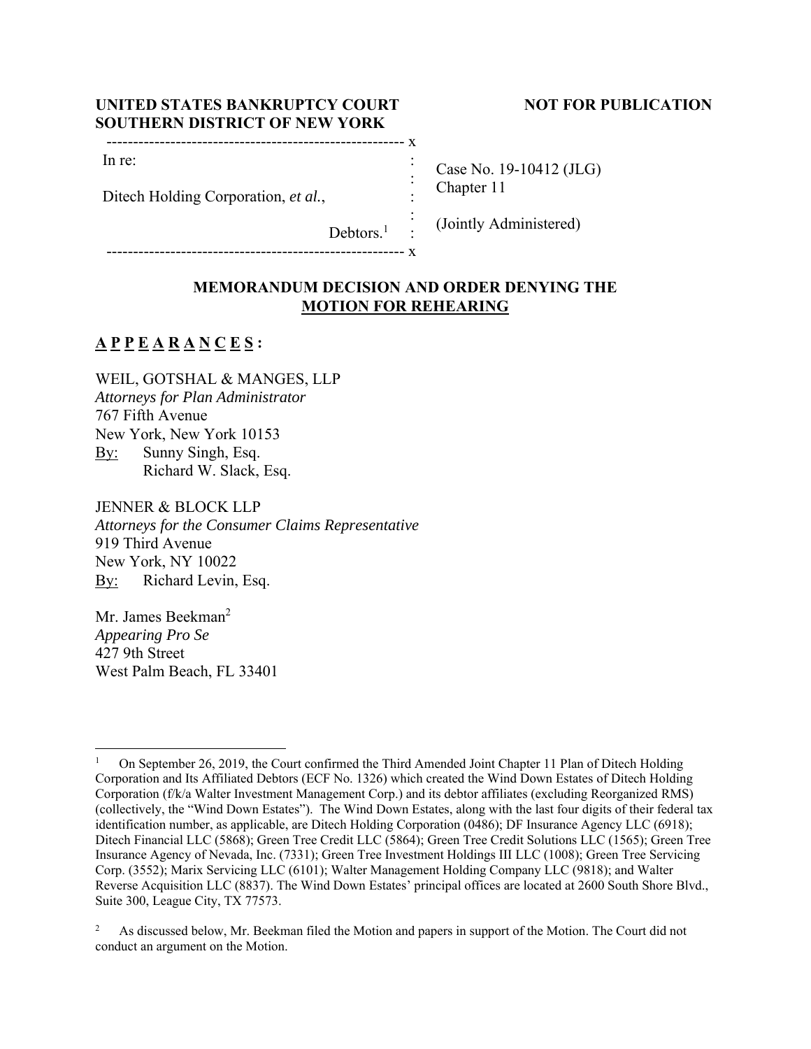**UNITED STATES BANKRUPTCY COURT**
**SOUTHERN DISTRICT OF NEW YORK**

**NOT FOR PUBLICATION**

| | |
|---|---|
| In re:<br><br>Ditech Holding Corporation, *et al.*,<br><br>Debtors.[1] | Case No. 19-10412 (JLG)<br>Chapter 11<br><br>(Jointly Administered) |

## MEMORANDUM DECISION AND ORDER DENYING THE MOTION FOR REHEARING

**A P P E A R A N C E S :**

WEIL, GOTSHAL & MANGES, LLP
*Attorneys for Plan Administrator*
767 Fifth Avenue
New York, New York 10153
By: Sunny Singh, Esq.
Richard W. Slack, Esq.

JENNER & BLOCK LLP
*Attorneys for the Consumer Claims Representative*
919 Third Avenue
New York, NY 10022
By: Richard Levin, Esq.

Mr. James Beekman[2]
*Appearing Pro Se*
427 9th Street
West Palm Beach, FL 33401

---

[1] On September 26, 2019, the Court confirmed the Third Amended Joint Chapter 11 Plan of Ditech Holding Corporation and Its Affiliated Debtors (ECF No. 1326) which created the Wind Down Estates of Ditech Holding Corporation (f/k/a Walter Investment Management Corp.) and its debtor affiliates (excluding Reorganized RMS) (collectively, the "Wind Down Estates"). The Wind Down Estates, along with the last four digits of their federal tax identification number, as applicable, are Ditech Holding Corporation (0486); DF Insurance Agency LLC (6918); Ditech Financial LLC (5868); Green Tree Credit LLC (5864); Green Tree Credit Solutions LLC (1565); Green Tree Insurance Agency of Nevada, Inc. (7331); Green Tree Investment Holdings III LLC (1008); Green Tree Servicing Corp. (3552); Marix Servicing LLC (6101); Walter Management Holding Company LLC (9818); and Walter Reverse Acquisition LLC (8837). The Wind Down Estates' principal offices are located at 2600 South Shore Blvd., Suite 300, League City, TX 77573.

[2] As discussed below, Mr. Beekman filed the Motion and papers in support of the Motion. The Court did not conduct an argument on the Motion.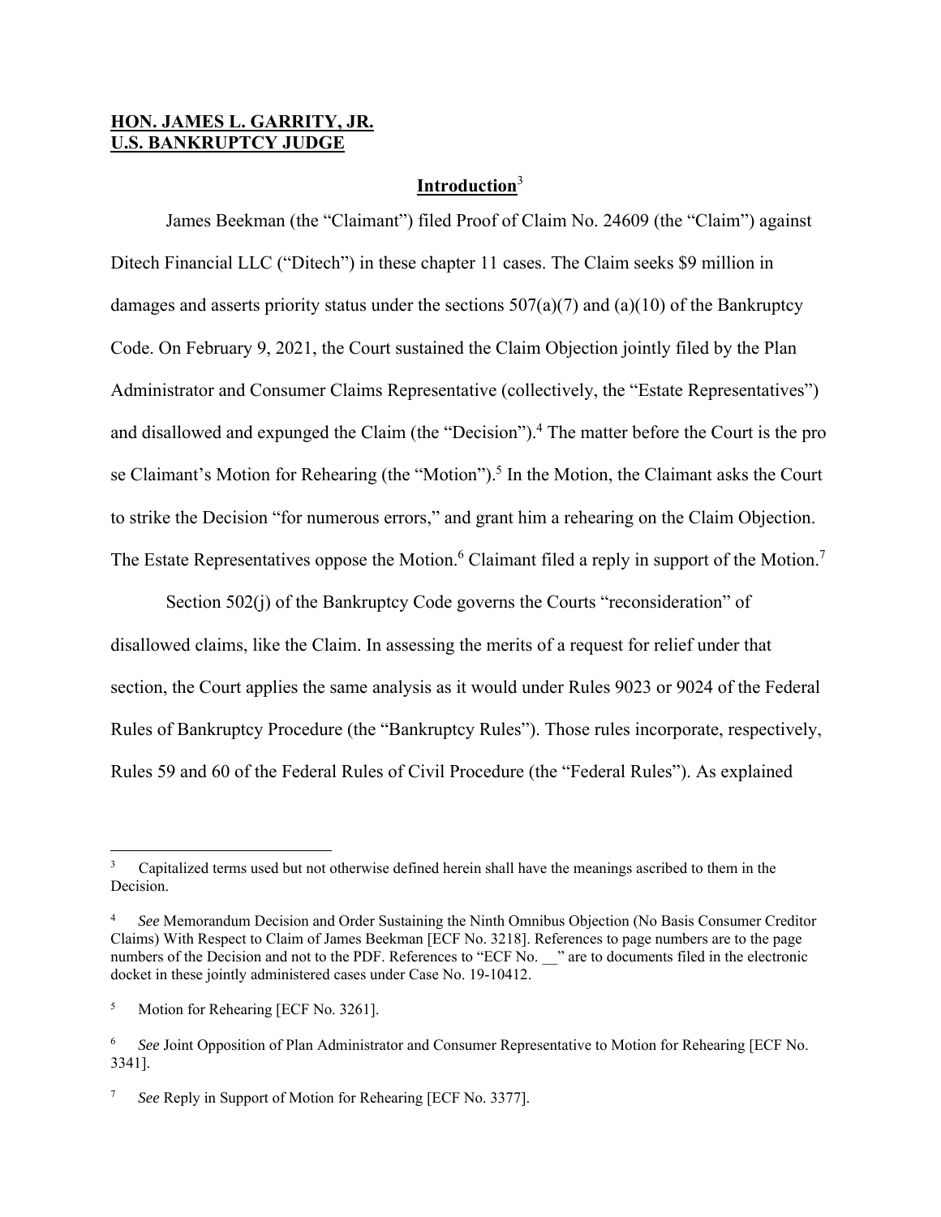**HON. JAMES L. GARRITY, JR.**
**U.S. BANKRUPTCY JUDGE**

## Introduction[3]

James Beekman (the "Claimant") filed Proof of Claim No. 24609 (the "Claim") against Ditech Financial LLC ("Ditech") in these chapter 11 cases. The Claim seeks $9 million in damages and asserts priority status under the sections 507(a)(7) and (a)(10) of the Bankruptcy Code. On February 9, 2021, the Court sustained the Claim Objection jointly filed by the Plan Administrator and Consumer Claims Representative (collectively, the "Estate Representatives") and disallowed and expunged the Claim (the "Decision").[4] The matter before the Court is the pro se Claimant's Motion for Rehearing (the "Motion").[5] In the Motion, the Claimant asks the Court to strike the Decision "for numerous errors," and grant him a rehearing on the Claim Objection. The Estate Representatives oppose the Motion.[6] Claimant filed a reply in support of the Motion.[7]

Section 502(j) of the Bankruptcy Code governs the Courts "reconsideration" of disallowed claims, like the Claim. In assessing the merits of a request for relief under that section, the Court applies the same analysis as it would under Rules 9023 or 9024 of the Federal Rules of Bankruptcy Procedure (the "Bankruptcy Rules"). Those rules incorporate, respectively, Rules 59 and 60 of the Federal Rules of Civil Procedure (the "Federal Rules"). As explained

---

[3] Capitalized terms used but not otherwise defined herein shall have the meanings ascribed to them in the Decision.

[4] *See* Memorandum Decision and Order Sustaining the Ninth Omnibus Objection (No Basis Consumer Creditor Claims) With Respect to Claim of James Beekman [ECF No. 3218]. References to page numbers are to the page numbers of the Decision and not to the PDF. References to "ECF No. __" are to documents filed in the electronic docket in these jointly administered cases under Case No. 19-10412.

[5] Motion for Rehearing [ECF No. 3261].

[6] *See* Joint Opposition of Plan Administrator and Consumer Representative to Motion for Rehearing [ECF No. 3341].

[7] *See* Reply in Support of Motion for Rehearing [ECF No. 3377].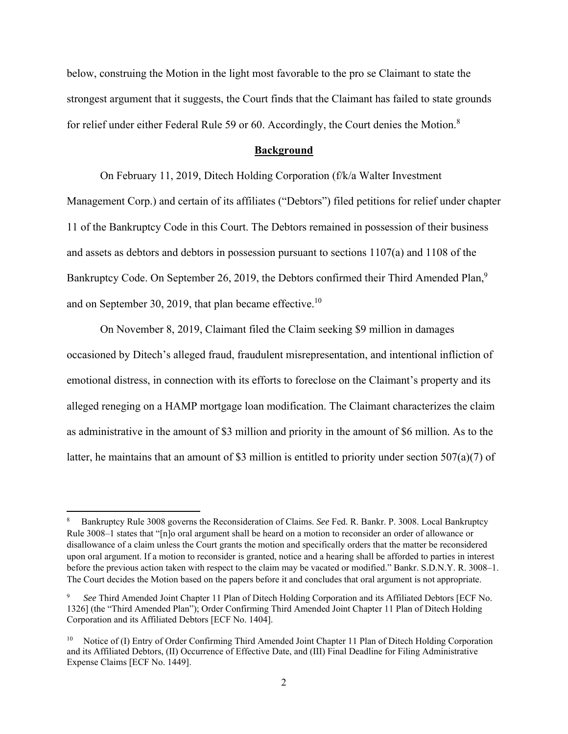below, construing the Motion in the light most favorable to the pro se Claimant to state the strongest argument that it suggests, the Court finds that the Claimant has failed to state grounds for relief under either Federal Rule 59 or 60. Accordingly, the Court denies the Motion.[8]

## **Background**

On February 11, 2019, Ditech Holding Corporation (f/k/a Walter Investment Management Corp.) and certain of its affiliates ("Debtors") filed petitions for relief under chapter 11 of the Bankruptcy Code in this Court. The Debtors remained in possession of their business and assets as debtors and debtors in possession pursuant to sections 1107(a) and 1108 of the Bankruptcy Code. On September 26, 2019, the Debtors confirmed their Third Amended Plan,[9] and on September 30, 2019, that plan became effective.[10]

On November 8, 2019, Claimant filed the Claim seeking $9 million in damages occasioned by Ditech's alleged fraud, fraudulent misrepresentation, and intentional infliction of emotional distress, in connection with its efforts to foreclose on the Claimant's property and its alleged reneging on a HAMP mortgage loan modification. The Claimant characterizes the claim as administrative in the amount of $3 million and priority in the amount of $6 million. As to the latter, he maintains that an amount of $3 million is entitled to priority under section 507(a)(7) of

---

[8] Bankruptcy Rule 3008 governs the Reconsideration of Claims. *See* Fed. R. Bankr. P. 3008. Local Bankruptcy Rule 3008–1 states that "[n]o oral argument shall be heard on a motion to reconsider an order of allowance or disallowance of a claim unless the Court grants the motion and specifically orders that the matter be reconsidered upon oral argument. If a motion to reconsider is granted, notice and a hearing shall be afforded to parties in interest before the previous action taken with respect to the claim may be vacated or modified." Bankr. S.D.N.Y. R. 3008–1. The Court decides the Motion based on the papers before it and concludes that oral argument is not appropriate.

[9] *See* Third Amended Joint Chapter 11 Plan of Ditech Holding Corporation and its Affiliated Debtors [ECF No. 1326] (the "Third Amended Plan"); Order Confirming Third Amended Joint Chapter 11 Plan of Ditech Holding Corporation and its Affiliated Debtors [ECF No. 1404].

[10] Notice of (I) Entry of Order Confirming Third Amended Joint Chapter 11 Plan of Ditech Holding Corporation and its Affiliated Debtors, (II) Occurrence of Effective Date, and (III) Final Deadline for Filing Administrative Expense Claims [ECF No. 1449].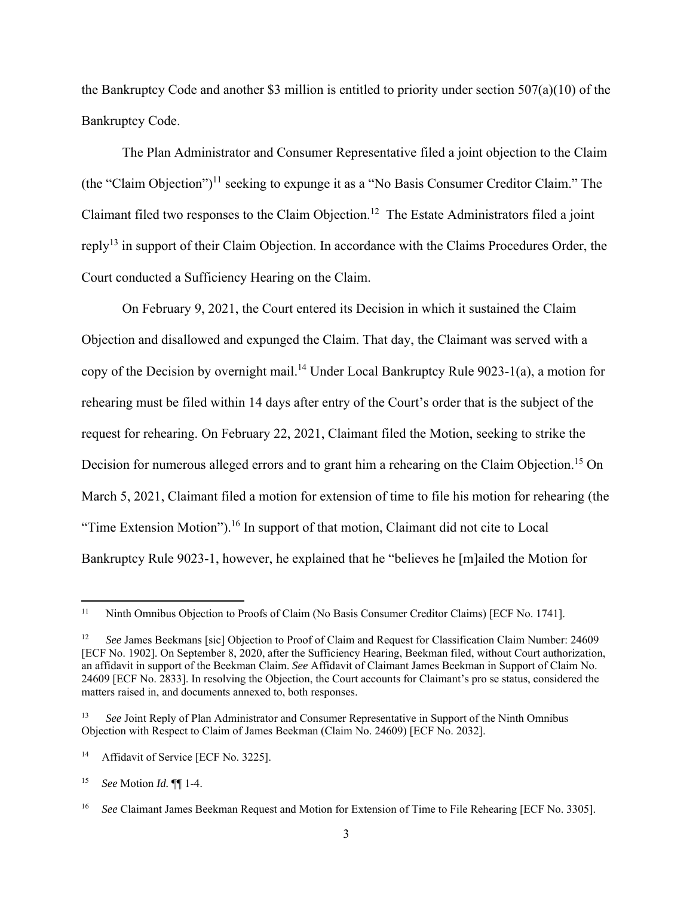the Bankruptcy Code and another $3 million is entitled to priority under section 507(a)(10) of the Bankruptcy Code.

The Plan Administrator and Consumer Representative filed a joint objection to the Claim (the "Claim Objection")[11] seeking to expunge it as a "No Basis Consumer Creditor Claim." The Claimant filed two responses to the Claim Objection.[12] The Estate Administrators filed a joint reply[13] in support of their Claim Objection. In accordance with the Claims Procedures Order, the Court conducted a Sufficiency Hearing on the Claim.

On February 9, 2021, the Court entered its Decision in which it sustained the Claim Objection and disallowed and expunged the Claim. That day, the Claimant was served with a copy of the Decision by overnight mail.[14] Under Local Bankruptcy Rule 9023-1(a), a motion for rehearing must be filed within 14 days after entry of the Court's order that is the subject of the request for rehearing. On February 22, 2021, Claimant filed the Motion, seeking to strike the Decision for numerous alleged errors and to grant him a rehearing on the Claim Objection.[15] On March 5, 2021, Claimant filed a motion for extension of time to file his motion for rehearing (the "Time Extension Motion").[16] In support of that motion, Claimant did not cite to Local Bankruptcy Rule 9023-1, however, he explained that he "believes he [m]ailed the Motion for

---

[11] Ninth Omnibus Objection to Proofs of Claim (No Basis Consumer Creditor Claims) [ECF No. 1741].

[12] *See* James Beekmans [sic] Objection to Proof of Claim and Request for Classification Claim Number: 24609 [ECF No. 1902]. On September 8, 2020, after the Sufficiency Hearing, Beekman filed, without Court authorization, an affidavit in support of the Beekman Claim. *See* Affidavit of Claimant James Beekman in Support of Claim No. 24609 [ECF No. 2833]. In resolving the Objection, the Court accounts for Claimant's pro se status, considered the matters raised in, and documents annexed to, both responses.

[13] *See* Joint Reply of Plan Administrator and Consumer Representative in Support of the Ninth Omnibus Objection with Respect to Claim of James Beekman (Claim No. 24609) [ECF No. 2032].

[14] Affidavit of Service [ECF No. 3225].

[15] *See* Motion *Id.* ¶¶ 1-4.

[16] *See* Claimant James Beekman Request and Motion for Extension of Time to File Rehearing [ECF No. 3305].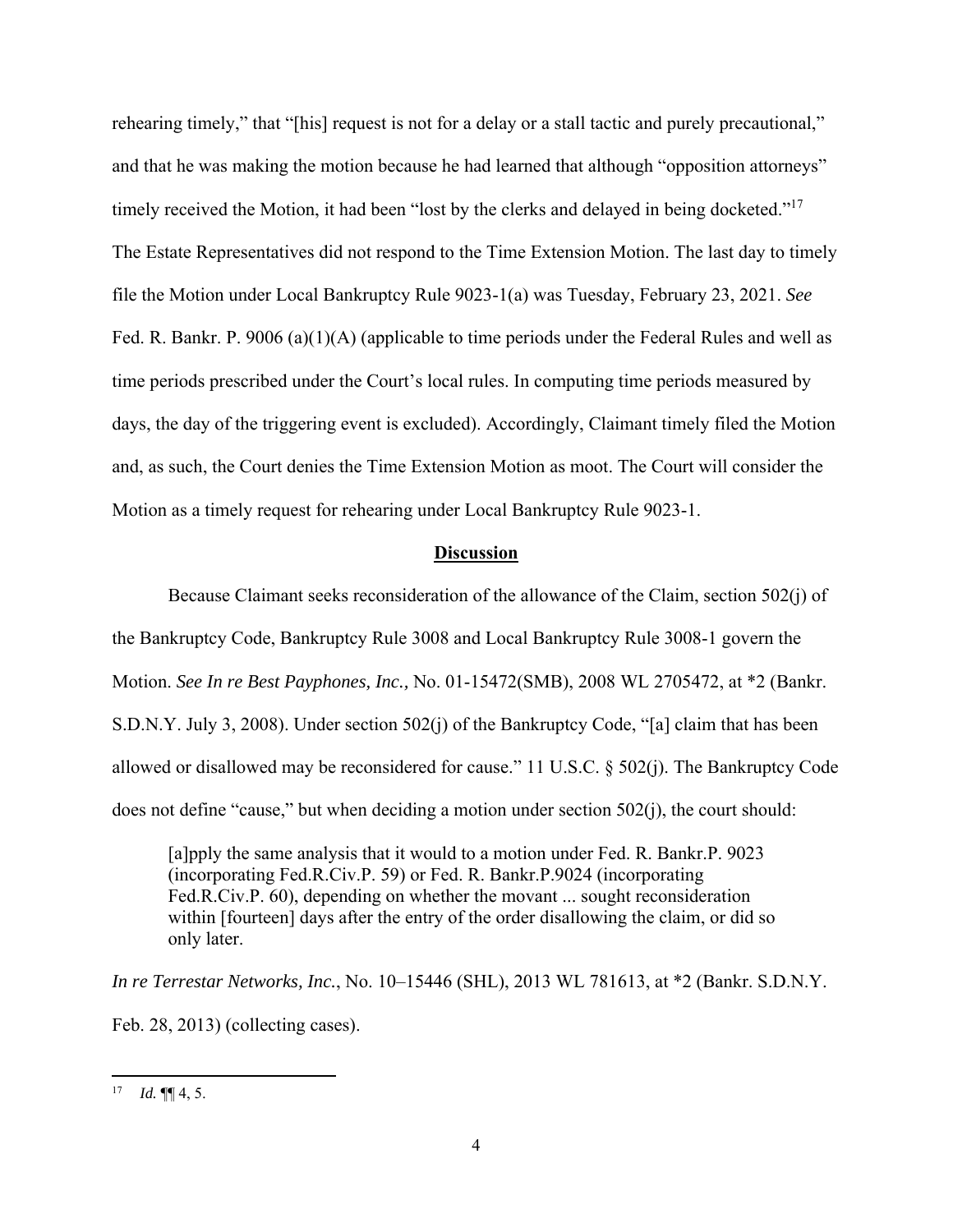rehearing timely," that "[his] request is not for a delay or a stall tactic and purely precautional," and that he was making the motion because he had learned that although "opposition attorneys" timely received the Motion, it had been "lost by the clerks and delayed in being docketed."[17] The Estate Representatives did not respond to the Time Extension Motion. The last day to timely file the Motion under Local Bankruptcy Rule 9023-1(a) was Tuesday, February 23, 2021. *See* Fed. R. Bankr. P. 9006 (a)(1)(A) (applicable to time periods under the Federal Rules and well as time periods prescribed under the Court's local rules. In computing time periods measured by days, the day of the triggering event is excluded). Accordingly, Claimant timely filed the Motion and, as such, the Court denies the Time Extension Motion as moot. The Court will consider the Motion as a timely request for rehearing under Local Bankruptcy Rule 9023-1.

## Discussion

Because Claimant seeks reconsideration of the allowance of the Claim, section 502(j) of the Bankruptcy Code, Bankruptcy Rule 3008 and Local Bankruptcy Rule 3008-1 govern the Motion. *See In re Best Payphones, Inc.,* No. 01-15472(SMB), 2008 WL 2705472, at *2 (Bankr. S.D.N.Y. July 3, 2008). Under section 502(j) of the Bankruptcy Code, "[a] claim that has been allowed or disallowed may be reconsidered for cause." 11 U.S.C. § 502(j). The Bankruptcy Code does not define "cause," but when deciding a motion under section 502(j), the court should:

> [a]pply the same analysis that it would to a motion under Fed. R. Bankr.P. 9023 (incorporating Fed.R.Civ.P. 59) or Fed. R. Bankr.P.9024 (incorporating Fed.R.Civ.P. 60), depending on whether the movant ... sought reconsideration within [fourteen] days after the entry of the order disallowing the claim, or did so only later.

*In re Terrestar Networks, Inc.*, No. 10–15446 (SHL), 2013 WL 781613, at *2 (Bankr. S.D.N.Y. Feb. 28, 2013) (collecting cases).

[17] *Id.* ¶¶ 4, 5.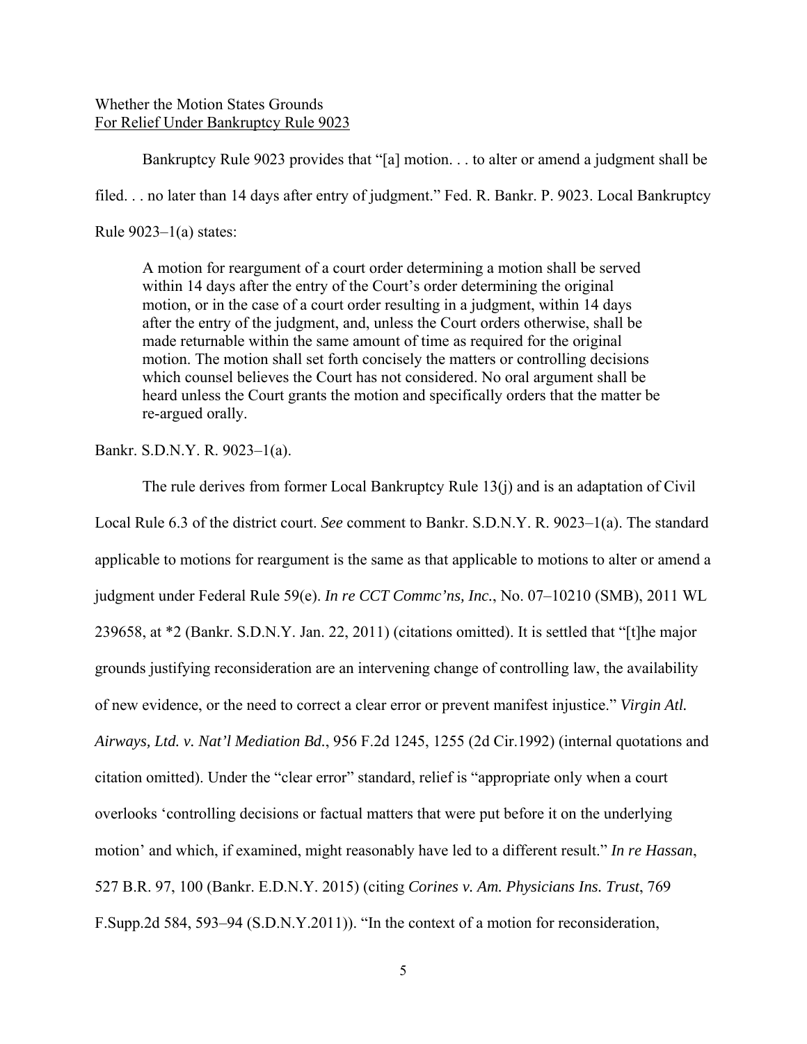Whether the Motion States Grounds
For Relief Under Bankruptcy Rule 9023

Bankruptcy Rule 9023 provides that "[a] motion. . . to alter or amend a judgment shall be filed. . . no later than 14 days after entry of judgment." Fed. R. Bankr. P. 9023. Local Bankruptcy Rule 9023–1(a) states:

> A motion for reargument of a court order determining a motion shall be served within 14 days after the entry of the Court's order determining the original motion, or in the case of a court order resulting in a judgment, within 14 days after the entry of the judgment, and, unless the Court orders otherwise, shall be made returnable within the same amount of time as required for the original motion. The motion shall set forth concisely the matters or controlling decisions which counsel believes the Court has not considered. No oral argument shall be heard unless the Court grants the motion and specifically orders that the matter be re-argued orally.

Bankr. S.D.N.Y. R. 9023–1(a).

The rule derives from former Local Bankruptcy Rule 13(j) and is an adaptation of Civil Local Rule 6.3 of the district court. *See* comment to Bankr. S.D.N.Y. R. 9023–1(a). The standard applicable to motions for reargument is the same as that applicable to motions to alter or amend a judgment under Federal Rule 59(e). *In re CCT Commc'ns, Inc.*, No. 07–10210 (SMB), 2011 WL 239658, at *2 (Bankr. S.D.N.Y. Jan. 22, 2011) (citations omitted). It is settled that "[t]he major grounds justifying reconsideration are an intervening change of controlling law, the availability of new evidence, or the need to correct a clear error or prevent manifest injustice." *Virgin Atl. Airways, Ltd. v. Nat'l Mediation Bd.*, 956 F.2d 1245, 1255 (2d Cir.1992) (internal quotations and citation omitted). Under the "clear error" standard, relief is "appropriate only when a court overlooks 'controlling decisions or factual matters that were put before it on the underlying motion' and which, if examined, might reasonably have led to a different result." *In re Hassan*, 527 B.R. 97, 100 (Bankr. E.D.N.Y. 2015) (citing *Corines v. Am. Physicians Ins. Trust*, 769 F.Supp.2d 584, 593–94 (S.D.N.Y.2011)). "In the context of a motion for reconsideration,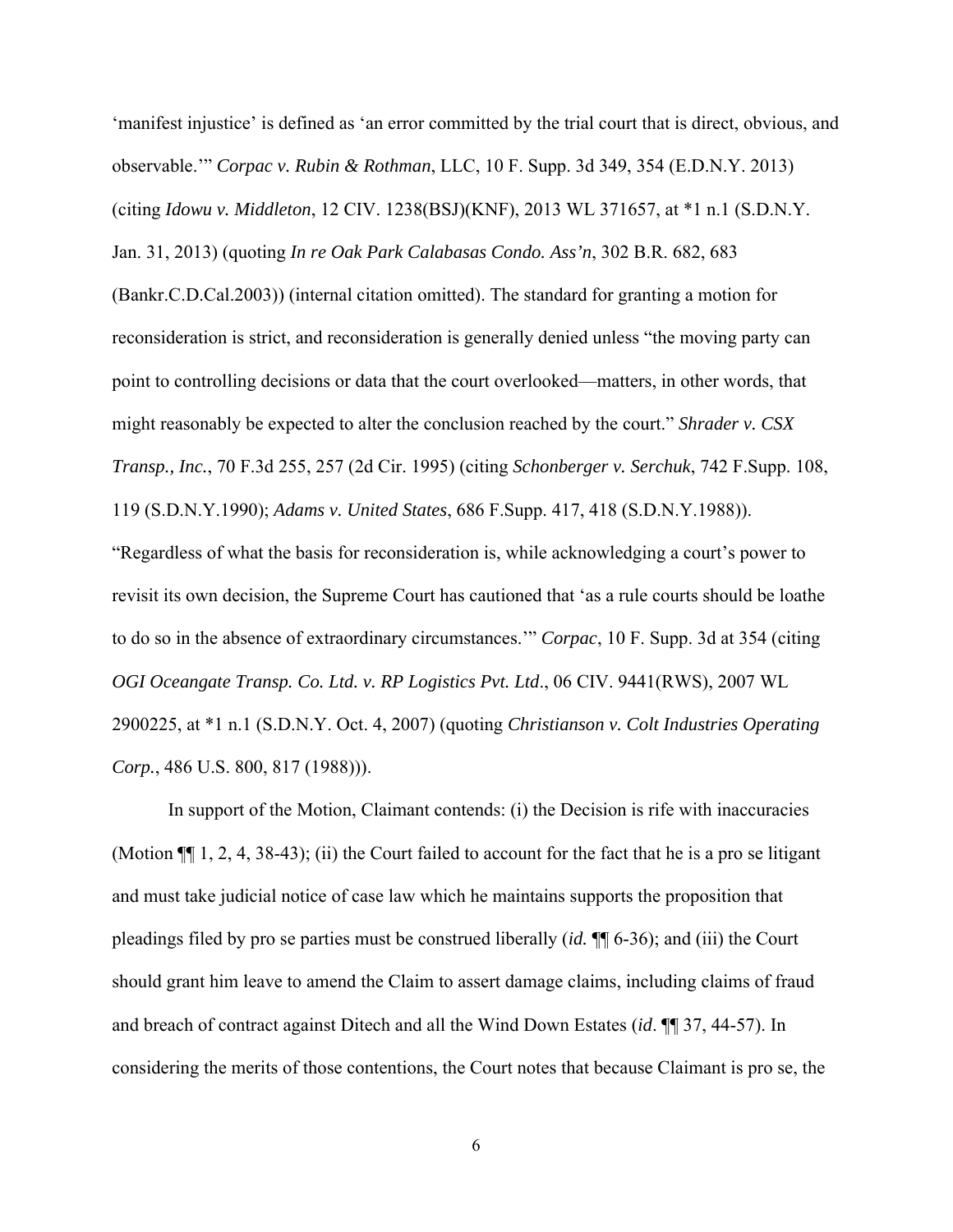‘manifest injustice’ is defined as ‘an error committed by the trial court that is direct, obvious, and observable.’” *Corpac v. Rubin & Rothman*, LLC, 10 F. Supp. 3d 349, 354 (E.D.N.Y. 2013) (citing *Idowu v. Middleton*, 12 CIV. 1238(BSJ)(KNF), 2013 WL 371657, at *1 n.1 (S.D.N.Y. Jan. 31, 2013) (quoting *In re Oak Park Calabasas Condo. Ass’n*, 302 B.R. 682, 683 (Bankr.C.D.Cal.2003)) (internal citation omitted). The standard for granting a motion for reconsideration is strict, and reconsideration is generally denied unless “the moving party can point to controlling decisions or data that the court overlooked—matters, in other words, that might reasonably be expected to alter the conclusion reached by the court.” *Shrader v. CSX Transp., Inc.*, 70 F.3d 255, 257 (2d Cir. 1995) (citing *Schonberger v. Serchuk*, 742 F.Supp. 108, 119 (S.D.N.Y.1990); *Adams v. United States*, 686 F.Supp. 417, 418 (S.D.N.Y.1988)). “Regardless of what the basis for reconsideration is, while acknowledging a court’s power to revisit its own decision, the Supreme Court has cautioned that ‘as a rule courts should be loathe to do so in the absence of extraordinary circumstances.’” *Corpac*, 10 F. Supp. 3d at 354 (citing *OGI Oceangate Transp. Co. Ltd. v. RP Logistics Pvt. Ltd*., 06 CIV. 9441(RWS), 2007 WL 2900225, at *1 n.1 (S.D.N.Y. Oct. 4, 2007) (quoting *Christianson v. Colt Industries Operating Corp.*, 486 U.S. 800, 817 (1988))).

In support of the Motion, Claimant contends: (i) the Decision is rife with inaccuracies (Motion ¶¶ 1, 2, 4, 38-43); (ii) the Court failed to account for the fact that he is a pro se litigant and must take judicial notice of case law which he maintains supports the proposition that pleadings filed by pro se parties must be construed liberally (*id.* ¶¶ 6-36); and (iii) the Court should grant him leave to amend the Claim to assert damage claims, including claims of fraud and breach of contract against Ditech and all the Wind Down Estates (*id*. ¶¶ 37, 44-57). In considering the merits of those contentions, the Court notes that because Claimant is pro se, the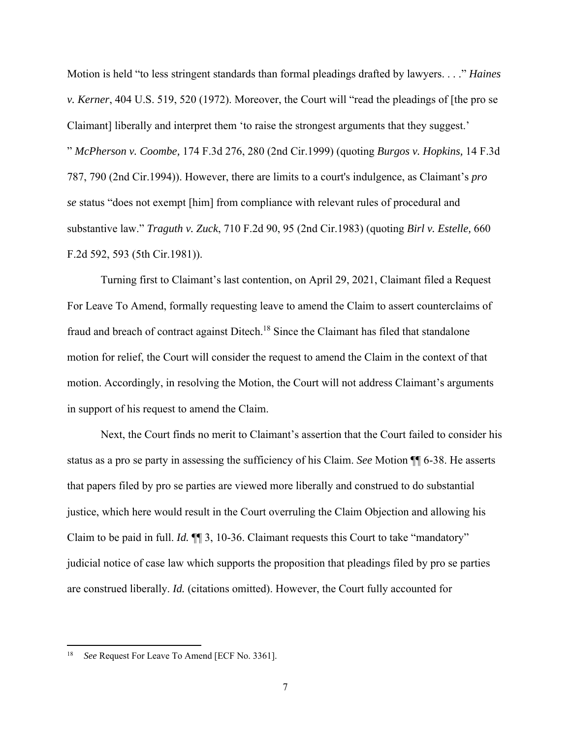Motion is held "to less stringent standards than formal pleadings drafted by lawyers. . . ." *Haines v. Kerner*, 404 U.S. 519, 520 (1972). Moreover, the Court will "read the pleadings of [the pro se Claimant] liberally and interpret them 'to raise the strongest arguments that they suggest.' " *McPherson v. Coombe,* 174 F.3d 276, 280 (2nd Cir.1999) (quoting *Burgos v. Hopkins,* 14 F.3d 787, 790 (2nd Cir.1994)). However, there are limits to a court's indulgence, as Claimant's *pro se* status "does not exempt [him] from compliance with relevant rules of procedural and substantive law." *Traguth v. Zuck*, 710 F.2d 90, 95 (2nd Cir.1983) (quoting *Birl v. Estelle,* 660 F.2d 592, 593 (5th Cir.1981)).

Turning first to Claimant's last contention, on April 29, 2021, Claimant filed a Request For Leave To Amend, formally requesting leave to amend the Claim to assert counterclaims of fraud and breach of contract against Ditech.[18] Since the Claimant has filed that standalone motion for relief, the Court will consider the request to amend the Claim in the context of that motion. Accordingly, in resolving the Motion, the Court will not address Claimant's arguments in support of his request to amend the Claim.

Next, the Court finds no merit to Claimant's assertion that the Court failed to consider his status as a pro se party in assessing the sufficiency of his Claim. *See* Motion ¶¶ 6-38. He asserts that papers filed by pro se parties are viewed more liberally and construed to do substantial justice, which here would result in the Court overruling the Claim Objection and allowing his Claim to be paid in full. *Id.* ¶¶ 3, 10-36. Claimant requests this Court to take "mandatory" judicial notice of case law which supports the proposition that pleadings filed by pro se parties are construed liberally. *Id.* (citations omitted). However, the Court fully accounted for

[18] *See* Request For Leave To Amend [ECF No. 3361].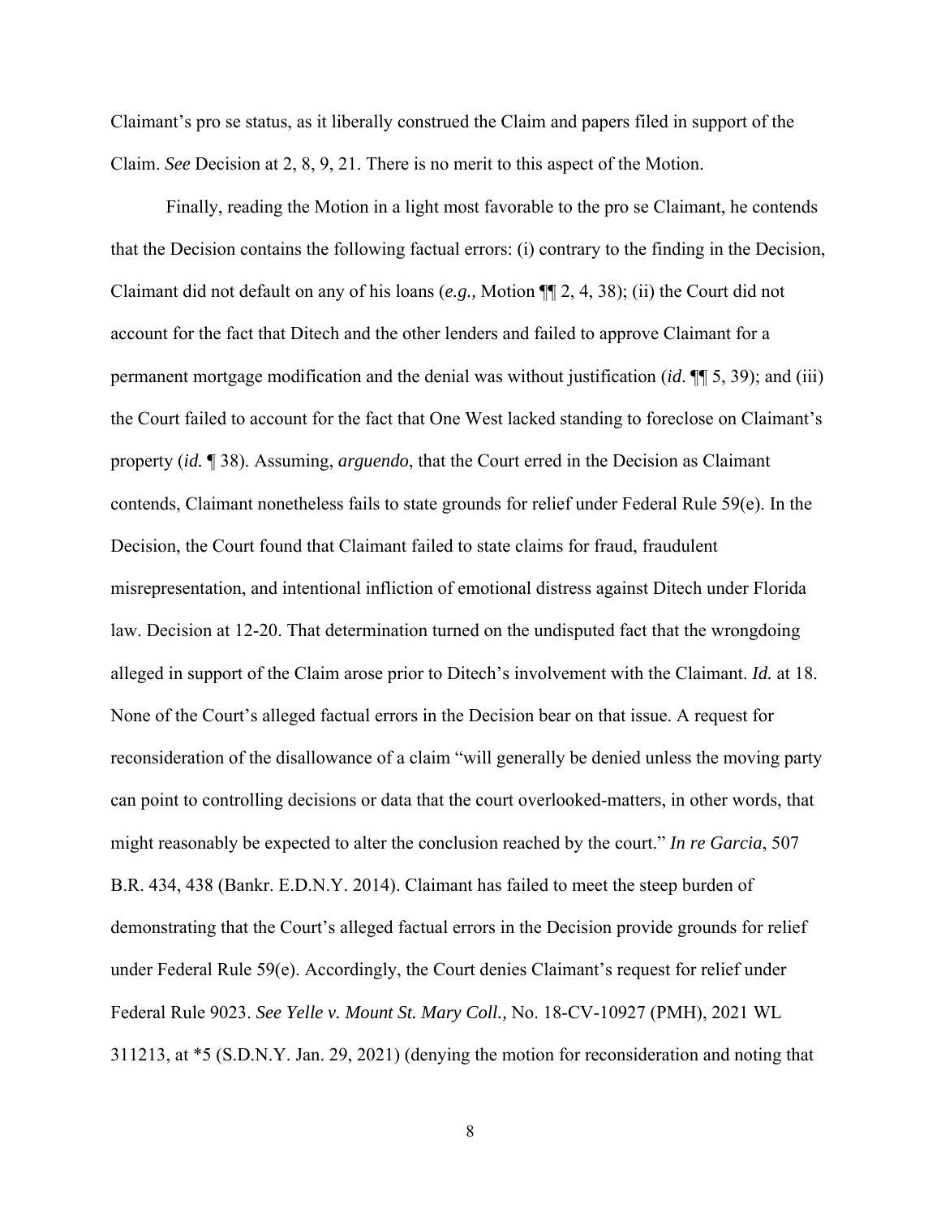Claimant's pro se status, as it liberally construed the Claim and papers filed in support of the Claim. *See* Decision at 2, 8, 9, 21. There is no merit to this aspect of the Motion.

Finally, reading the Motion in a light most favorable to the pro se Claimant, he contends that the Decision contains the following factual errors: (i) contrary to the finding in the Decision, Claimant did not default on any of his loans (*e.g.,* Motion ¶¶ 2, 4, 38); (ii) the Court did not account for the fact that Ditech and the other lenders and failed to approve Claimant for a permanent mortgage modification and the denial was without justification (*id*. ¶¶ 5, 39); and (iii) the Court failed to account for the fact that One West lacked standing to foreclose on Claimant's property (*id.* ¶ 38). Assuming, *arguendo*, that the Court erred in the Decision as Claimant contends, Claimant nonetheless fails to state grounds for relief under Federal Rule 59(e). In the Decision, the Court found that Claimant failed to state claims for fraud, fraudulent misrepresentation, and intentional infliction of emotional distress against Ditech under Florida law. Decision at 12-20. That determination turned on the undisputed fact that the wrongdoing alleged in support of the Claim arose prior to Ditech's involvement with the Claimant. *Id.* at 18. None of the Court's alleged factual errors in the Decision bear on that issue. A request for reconsideration of the disallowance of a claim "will generally be denied unless the moving party can point to controlling decisions or data that the court overlooked-matters, in other words, that might reasonably be expected to alter the conclusion reached by the court." *In re Garcia*, 507 B.R. 434, 438 (Bankr. E.D.N.Y. 2014). Claimant has failed to meet the steep burden of demonstrating that the Court's alleged factual errors in the Decision provide grounds for relief under Federal Rule 59(e). Accordingly, the Court denies Claimant's request for relief under Federal Rule 9023. *See Yelle v. Mount St. Mary Coll.,* No. 18-CV-10927 (PMH), 2021 WL 311213, at *5 (S.D.N.Y. Jan. 29, 2021) (denying the motion for reconsideration and noting that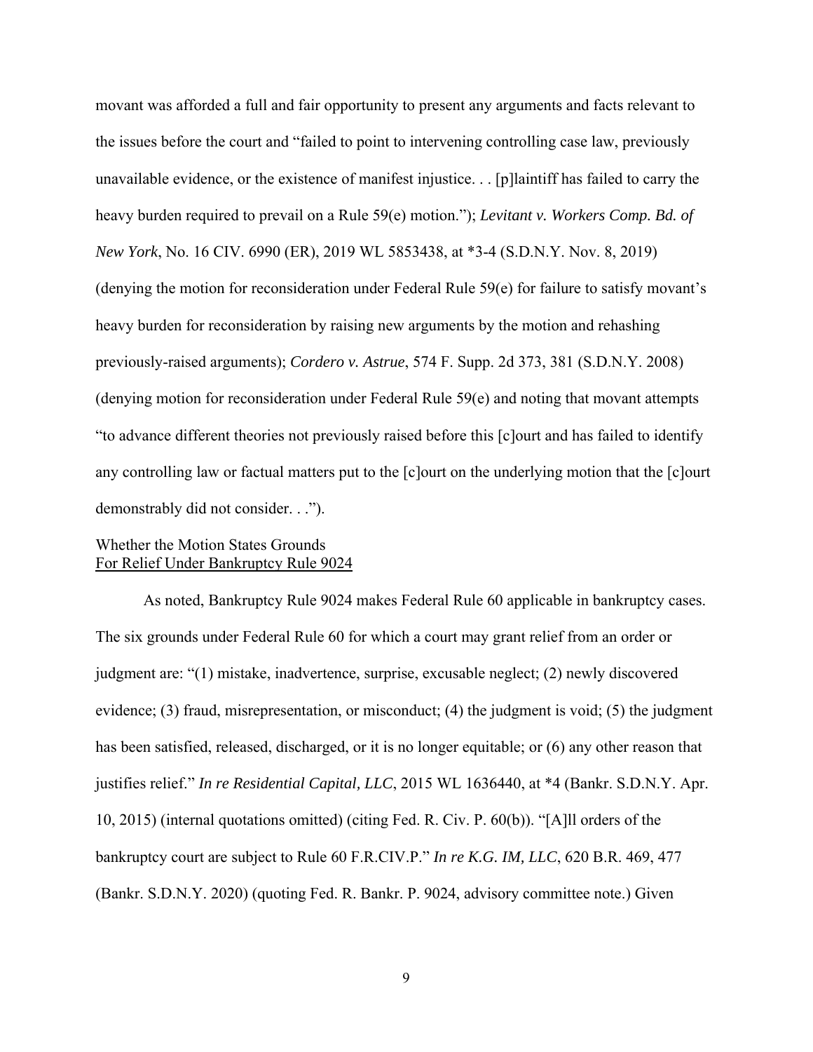movant was afforded a full and fair opportunity to present any arguments and facts relevant to the issues before the court and "failed to point to intervening controlling case law, previously unavailable evidence, or the existence of manifest injustice. . . [p]laintiff has failed to carry the heavy burden required to prevail on a Rule 59(e) motion."); *Levitant v. Workers Comp. Bd. of New York*, No. 16 CIV. 6990 (ER), 2019 WL 5853438, at *3-4 (S.D.N.Y. Nov. 8, 2019) (denying the motion for reconsideration under Federal Rule 59(e) for failure to satisfy movant's heavy burden for reconsideration by raising new arguments by the motion and rehashing previously-raised arguments); *Cordero v. Astrue*, 574 F. Supp. 2d 373, 381 (S.D.N.Y. 2008) (denying motion for reconsideration under Federal Rule 59(e) and noting that movant attempts "to advance different theories not previously raised before this [c]ourt and has failed to identify any controlling law or factual matters put to the [c]ourt on the underlying motion that the [c]ourt demonstrably did not consider. . .").

Whether the Motion States Grounds
For Relief Under Bankruptcy Rule 9024

As noted, Bankruptcy Rule 9024 makes Federal Rule 60 applicable in bankruptcy cases. The six grounds under Federal Rule 60 for which a court may grant relief from an order or judgment are: "(1) mistake, inadvertence, surprise, excusable neglect; (2) newly discovered evidence; (3) fraud, misrepresentation, or misconduct; (4) the judgment is void; (5) the judgment has been satisfied, released, discharged, or it is no longer equitable; or (6) any other reason that justifies relief." *In re Residential Capital, LLC*, 2015 WL 1636440, at *4 (Bankr. S.D.N.Y. Apr. 10, 2015) (internal quotations omitted) (citing Fed. R. Civ. P. 60(b)). "[A]ll orders of the bankruptcy court are subject to Rule 60 F.R.CIV.P." *In re K.G. IM, LLC*, 620 B.R. 469, 477 (Bankr. S.D.N.Y. 2020) (quoting Fed. R. Bankr. P. 9024, advisory committee note.) Given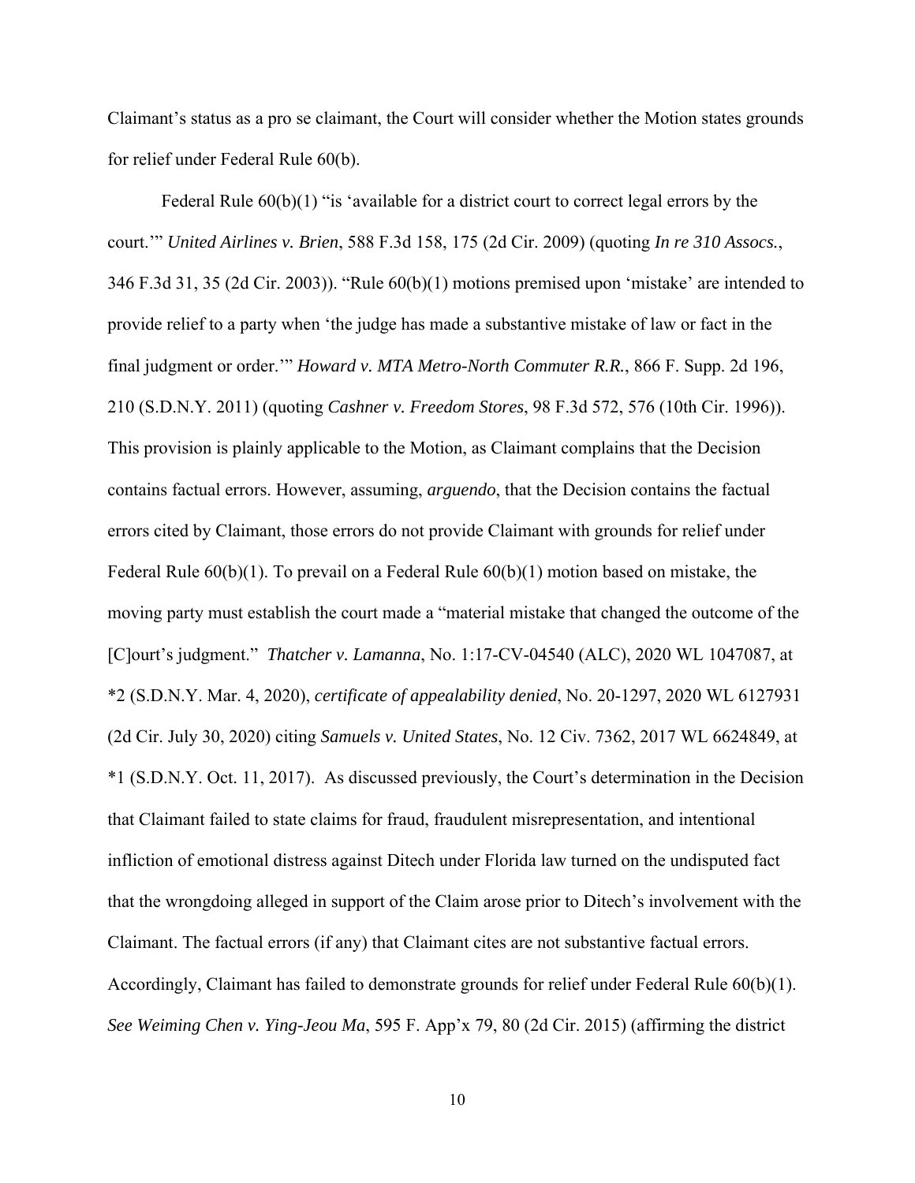Claimant's status as a pro se claimant, the Court will consider whether the Motion states grounds for relief under Federal Rule 60(b).

Federal Rule 60(b)(1) "is 'available for a district court to correct legal errors by the court.'" *United Airlines v. Brien*, 588 F.3d 158, 175 (2d Cir. 2009) (quoting *In re 310 Assocs.*, 346 F.3d 31, 35 (2d Cir. 2003)). "Rule 60(b)(1) motions premised upon 'mistake' are intended to provide relief to a party when 'the judge has made a substantive mistake of law or fact in the final judgment or order.'" *Howard v. MTA Metro-North Commuter R.R.*, 866 F. Supp. 2d 196, 210 (S.D.N.Y. 2011) (quoting *Cashner v. Freedom Stores*, 98 F.3d 572, 576 (10th Cir. 1996)). This provision is plainly applicable to the Motion, as Claimant complains that the Decision contains factual errors. However, assuming, *arguendo*, that the Decision contains the factual errors cited by Claimant, those errors do not provide Claimant with grounds for relief under Federal Rule 60(b)(1). To prevail on a Federal Rule 60(b)(1) motion based on mistake, the moving party must establish the court made a "material mistake that changed the outcome of the [C]ourt's judgment." *Thatcher v. Lamanna*, No. 1:17-CV-04540 (ALC), 2020 WL 1047087, at *2 (S.D.N.Y. Mar. 4, 2020), *certificate of appealability denied*, No. 20-1297, 2020 WL 6127931 (2d Cir. July 30, 2020) citing *Samuels v. United States*, No. 12 Civ. 7362, 2017 WL 6624849, at *1 (S.D.N.Y. Oct. 11, 2017). As discussed previously, the Court's determination in the Decision that Claimant failed to state claims for fraud, fraudulent misrepresentation, and intentional infliction of emotional distress against Ditech under Florida law turned on the undisputed fact that the wrongdoing alleged in support of the Claim arose prior to Ditech's involvement with the Claimant. The factual errors (if any) that Claimant cites are not substantive factual errors. Accordingly, Claimant has failed to demonstrate grounds for relief under Federal Rule 60(b)(1). *See Weiming Chen v. Ying-Jeou Ma*, 595 F. App'x 79, 80 (2d Cir. 2015) (affirming the district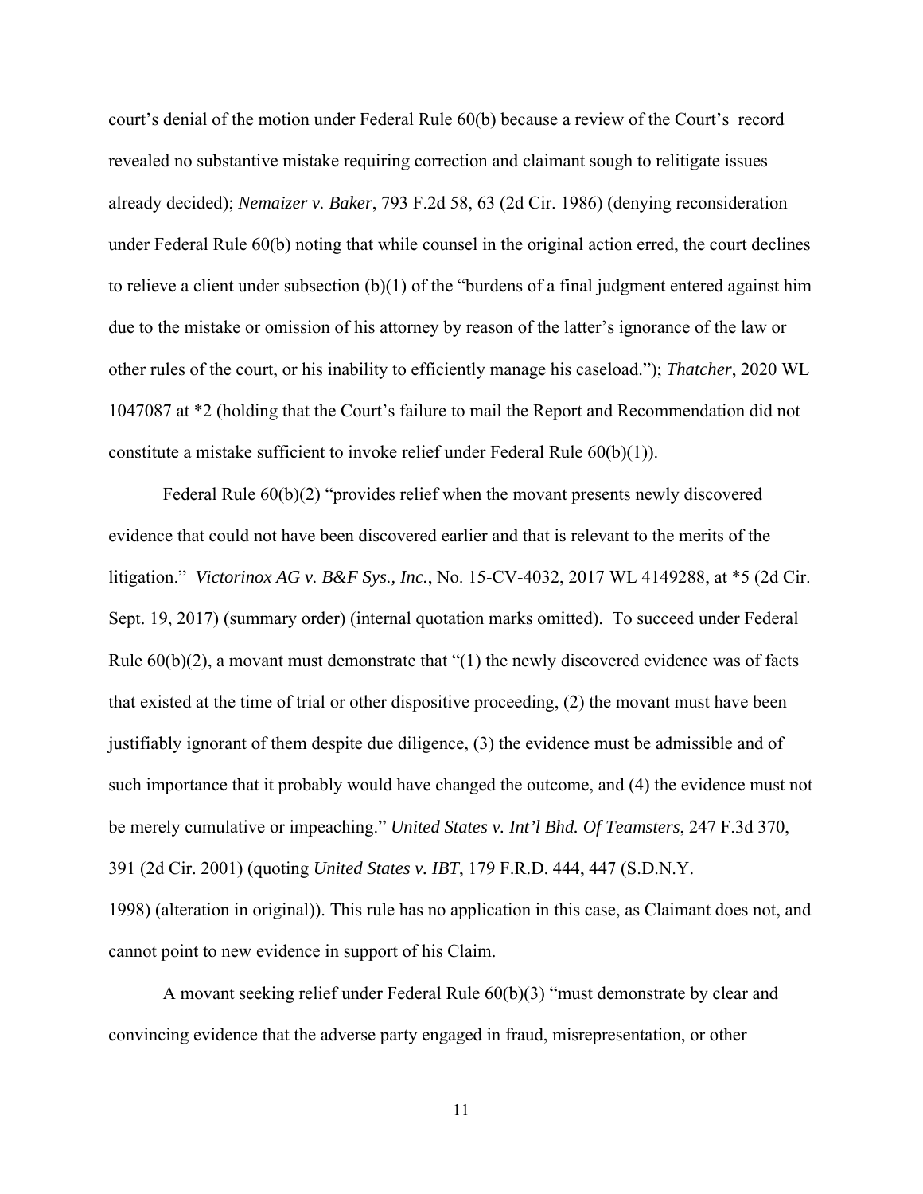court's denial of the motion under Federal Rule 60(b) because a review of the Court's record revealed no substantive mistake requiring correction and claimant sough to relitigate issues already decided); *Nemaizer v. Baker*, 793 F.2d 58, 63 (2d Cir. 1986) (denying reconsideration under Federal Rule 60(b) noting that while counsel in the original action erred, the court declines to relieve a client under subsection (b)(1) of the "burdens of a final judgment entered against him due to the mistake or omission of his attorney by reason of the latter's ignorance of the law or other rules of the court, or his inability to efficiently manage his caseload."); *Thatcher*, 2020 WL 1047087 at *2 (holding that the Court's failure to mail the Report and Recommendation did not constitute a mistake sufficient to invoke relief under Federal Rule 60(b)(1)).

Federal Rule 60(b)(2) "provides relief when the movant presents newly discovered evidence that could not have been discovered earlier and that is relevant to the merits of the litigation." *Victorinox AG v. B&F Sys., Inc.*, No. 15-CV-4032, 2017 WL 4149288, at *5 (2d Cir. Sept. 19, 2017) (summary order) (internal quotation marks omitted). To succeed under Federal Rule 60(b)(2), a movant must demonstrate that "(1) the newly discovered evidence was of facts that existed at the time of trial or other dispositive proceeding, (2) the movant must have been justifiably ignorant of them despite due diligence, (3) the evidence must be admissible and of such importance that it probably would have changed the outcome, and (4) the evidence must not be merely cumulative or impeaching." *United States v. Int'l Bhd. Of Teamsters*, 247 F.3d 370, 391 (2d Cir. 2001) (quoting *United States v. IBT*, 179 F.R.D. 444, 447 (S.D.N.Y. 1998) (alteration in original)). This rule has no application in this case, as Claimant does not, and cannot point to new evidence in support of his Claim.

A movant seeking relief under Federal Rule 60(b)(3) "must demonstrate by clear and convincing evidence that the adverse party engaged in fraud, misrepresentation, or other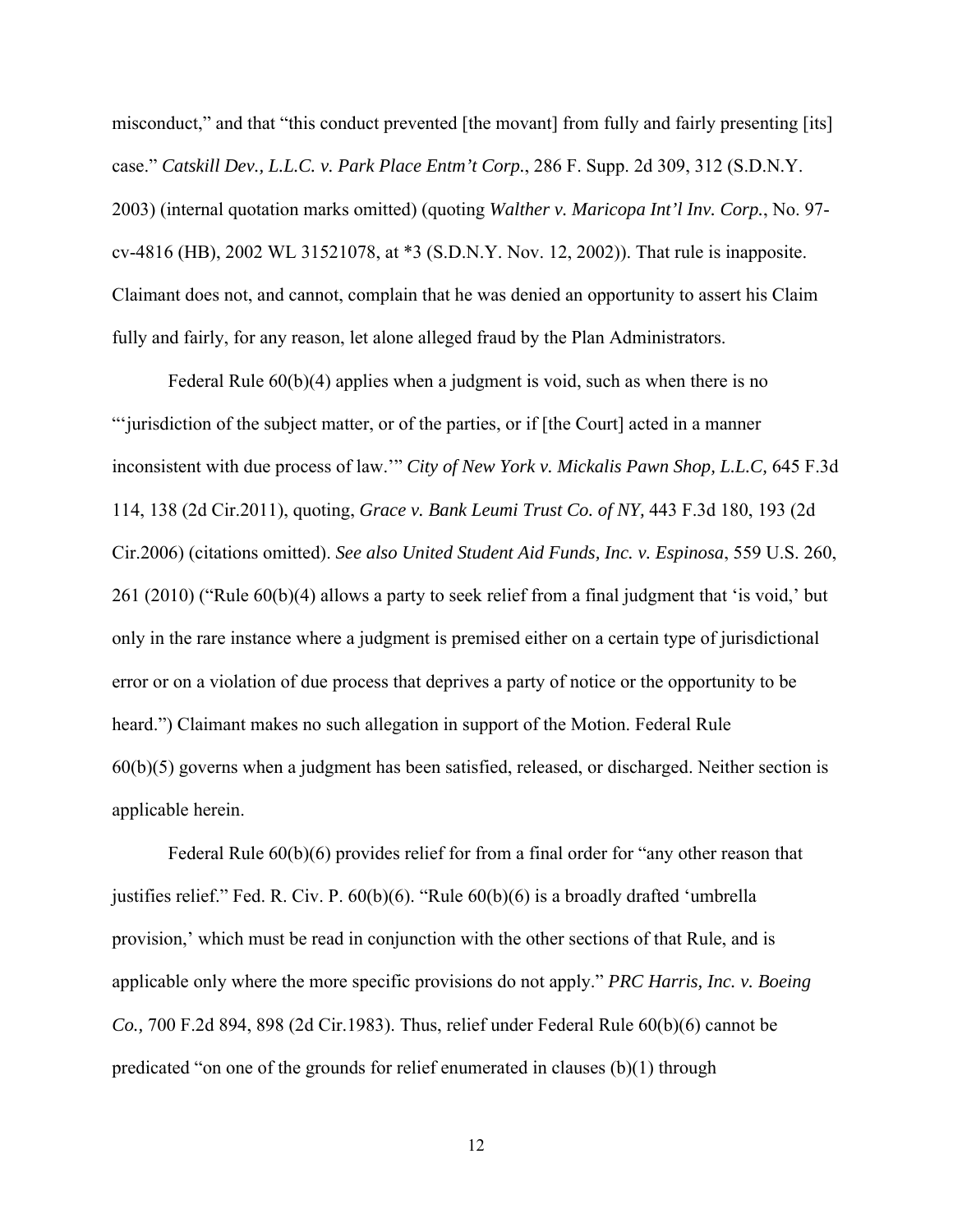misconduct," and that "this conduct prevented [the movant] from fully and fairly presenting [its] case." *Catskill Dev., L.L.C. v. Park Place Entm't Corp.*, 286 F. Supp. 2d 309, 312 (S.D.N.Y. 2003) (internal quotation marks omitted) (quoting *Walther v. Maricopa Int'l Inv. Corp.*, No. 97-cv-4816 (HB), 2002 WL 31521078, at *3 (S.D.N.Y. Nov. 12, 2002)). That rule is inapposite. Claimant does not, and cannot, complain that he was denied an opportunity to assert his Claim fully and fairly, for any reason, let alone alleged fraud by the Plan Administrators.

Federal Rule 60(b)(4) applies when a judgment is void, such as when there is no "'jurisdiction of the subject matter, or of the parties, or if [the Court] acted in a manner inconsistent with due process of law.'" *City of New York v. Mickalis Pawn Shop, L.L.C,* 645 F.3d 114, 138 (2d Cir.2011), quoting, *Grace v. Bank Leumi Trust Co. of NY,* 443 F.3d 180, 193 (2d Cir.2006) (citations omitted). *See also United Student Aid Funds, Inc. v. Espinosa*, 559 U.S. 260, 261 (2010) ("Rule 60(b)(4) allows a party to seek relief from a final judgment that 'is void,' but only in the rare instance where a judgment is premised either on a certain type of jurisdictional error or on a violation of due process that deprives a party of notice or the opportunity to be heard.") Claimant makes no such allegation in support of the Motion. Federal Rule 60(b)(5) governs when a judgment has been satisfied, released, or discharged. Neither section is applicable herein.

Federal Rule 60(b)(6) provides relief for from a final order for "any other reason that justifies relief." Fed. R. Civ. P. 60(b)(6). "Rule 60(b)(6) is a broadly drafted 'umbrella provision,' which must be read in conjunction with the other sections of that Rule, and is applicable only where the more specific provisions do not apply." *PRC Harris, Inc. v. Boeing Co.,* 700 F.2d 894, 898 (2d Cir.1983). Thus, relief under Federal Rule 60(b)(6) cannot be predicated "on one of the grounds for relief enumerated in clauses (b)(1) through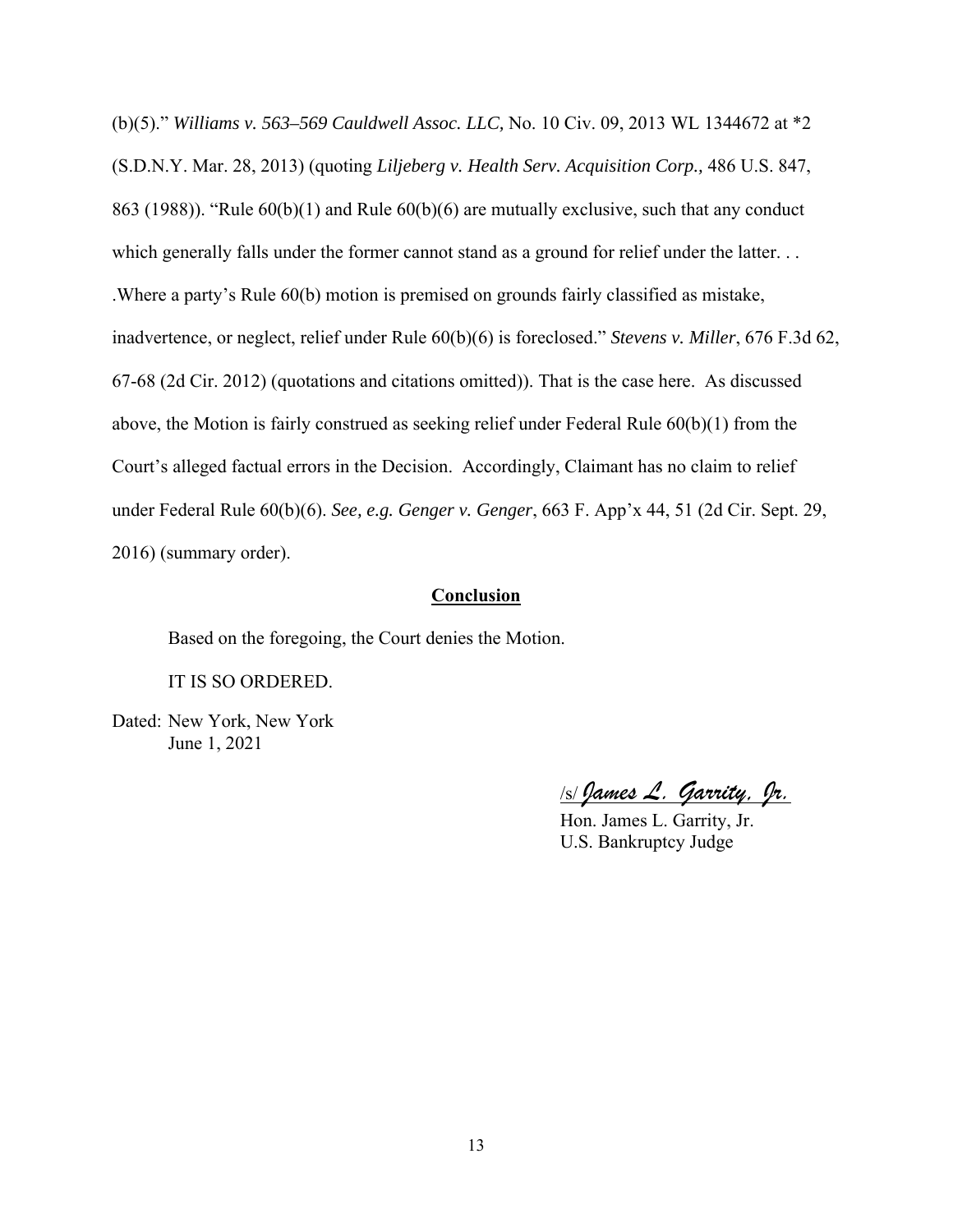(b)(5)." *Williams v. 563–569 Cauldwell Assoc. LLC,* No. 10 Civ. 09, 2013 WL 1344672 at *2 (S.D.N.Y. Mar. 28, 2013) (quoting *Liljeberg v. Health Serv. Acquisition Corp.,* 486 U.S. 847, 863 (1988)). "Rule 60(b)(1) and Rule 60(b)(6) are mutually exclusive, such that any conduct which generally falls under the former cannot stand as a ground for relief under the latter. . . .Where a party's Rule 60(b) motion is premised on grounds fairly classified as mistake, inadvertence, or neglect, relief under Rule 60(b)(6) is foreclosed." *Stevens v. Miller*, 676 F.3d 62, 67-68 (2d Cir. 2012) (quotations and citations omitted)). That is the case here. As discussed above, the Motion is fairly construed as seeking relief under Federal Rule 60(b)(1) from the Court's alleged factual errors in the Decision. Accordingly, Claimant has no claim to relief under Federal Rule 60(b)(6). *See, e.g. Genger v. Genger*, 663 F. App'x 44, 51 (2d Cir. Sept. 29, 2016) (summary order).

**Conclusion**

Based on the foregoing, the Court denies the Motion.

IT IS SO ORDERED.

Dated: New York, New York
June 1, 2021

/s/ *James L. Garrity, Jr.*

Hon. James L. Garrity, Jr.
U.S. Bankruptcy Judge